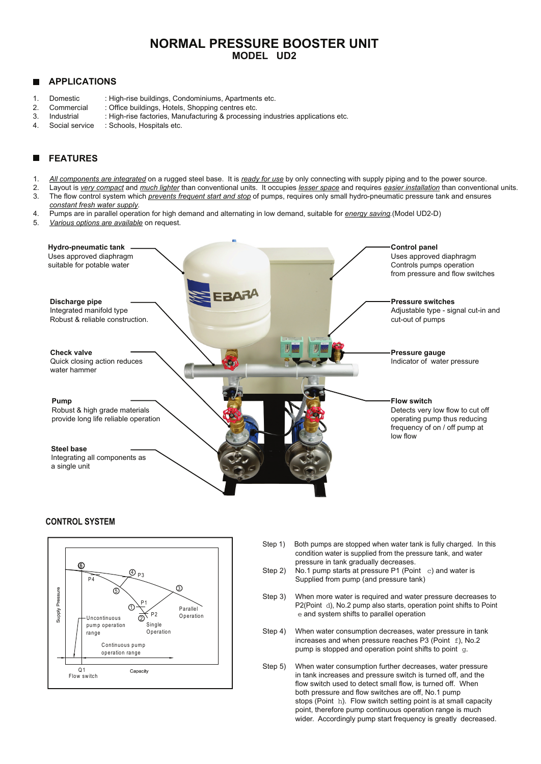# NORMAL PRESSURE BOOSTER UNIT
## MODEL UD2

## APPLICATIONS

1. Domestic : High-rise buildings, Condominiums, Apartments etc.
2. Commercial : Office buildings, Hotels, Shopping centres etc.
3. Industrial : High-rise factories, Manufacturing & processing industries applications etc.
4. Social service : Schools, Hospitals etc.

## FEATURES

1. *All components are integrated* on a rugged steel base. It is *ready for use* by only connecting with supply piping and to the power source.
2. Layout is *very compact* and *much lighter* than conventional units. It occupies *lesser space* and requires *easier installation* than conventional units.
3. The flow control system which *prevents frequent start and stop* of pumps, requires only small hydro-pneumatic pressure tank and ensures *constant fresh water supply*.
4. Pumps are in parallel operation for high demand and alternating in low demand, suitable for *energy saving*.(Model UD2-D)
5. *Various options are available* on request.

**Hydro-pneumatic tank**
Uses approved diaphragm suitable for potable water

**Discharge pipe**
Integrated manifold type
Robust & reliable construction.

**Check valve**
Quick closing action reduces water hammer

**Pump**
Robust & high grade materials provide long life reliable operation

**Steel base**
Integrating all components as a single unit

**Control panel**
Uses approved diaphragm
Controls pumps operation from pressure and flow switches

**Pressure switches**
Adjustable type - signal cut-in and cut-out of pumps

**Pressure gauge**
Indicator of water pressure

**Flow switch**
Detects very low flow to cut off operating pump thus reducing frequency of on / off pump at low flow

## CONTROL SYSTEM

Supply Pressure; ⑥ P4; ④ P3; ⑤; ③; ① P1; ② P2; Parallel Operation; Single Operation; Uncontinuous pump operation range; Continuous pump operation range; Q1 Flow switch; Capacity

Step 1) Both pumps are stopped when water tank is fully charged. In this condition water is supplied from the pressure tank, and water pressure in tank gradually decreases.

Step 2) No.1 pump starts at pressure P1 (Point c) and water is Supplied from pump (and pressure tank)

Step 3) When more water is required and water pressure decreases to P2(Point d), No.2 pump also starts, operation point shifts to Point e and system shifts to parallel operation

Step 4) When water consumption decreases, water pressure in tank increases and when pressure reaches P3 (Point f), No.2 pump is stopped and operation point shifts to point g.

Step 5) When water consumption further decreases, water pressure in tank increases and pressure switch is turned off, and the flow switch used to detect small flow, is turned off. When both pressure and flow switches are off, No.1 pump stops (Point h). Flow switch setting point is at small capacity point, therefore pump continuous operation range is much wider. Accordingly pump start frequency is greatly decreased.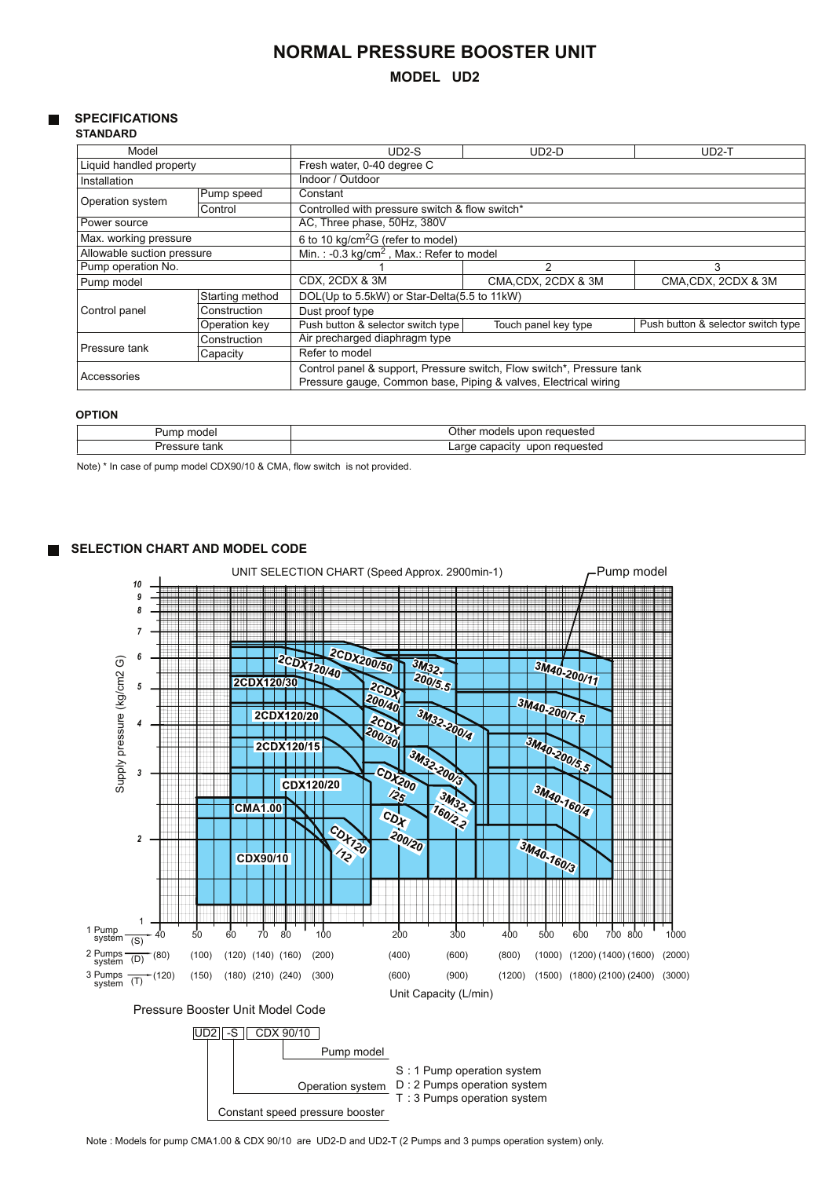# NORMAL PRESSURE BOOSTER UNIT

## MODEL UD2

## SPECIFICATIONS

### STANDARD

| Model | | UD2-S | UD2-D | UD2-T |
|---|---|---|---|---|
| Liquid handled property | | Fresh water, 0-40 degree C | | |
| Installation | | Indoor / Outdoor | | |
| Operation system | Pump speed | Constant | | |
| | Control | Controlled with pressure switch & flow switch* | | |
| Power source | | AC, Three phase, 50Hz, 380V | | |
| Max. working pressure | | 6 to 10 kg/cm$^2$G (refer to model) | | |
| Allowable suction pressure | | Min. : -0.3 kg/cm$^2$ , Max.: Refer to model | | |
| Pump operation No. | | 1 | 2 | 3 |
| Pump model | | CDX, 2CDX & 3M | CMA,CDX, 2CDX & 3M | CMA,CDX, 2CDX & 3M |
| Control panel | Starting method | DOL(Up to 5.5kW) or Star-Delta(5.5 to 11kW) | | |
| | Construction | Dust proof type | | |
| | Operation key | Push button & selector switch type | Touch panel key type | Push button & selector switch type |
| Pressure tank | Construction | Air precharged diaphragm type | | |
| | Capacity | Refer to model | | |
| Accessories | | Control panel & support, Pressure switch, Flow switch*, Pressure tank<br>Pressure gauge, Common base, Piping & valves, Electrical wiring | | |

### OPTION

| Pump model | Other models upon requested |
|---|---|
| Pressure tank | Large capacity upon requested |

Note) * In case of pump model CDX90/10 & CMA, flow switch is not provided.

## SELECTION CHART AND MODEL CODE

UNIT SELECTION CHART (Speed Approx. 2900min-1)

Pump model

Supply pressure (kg/cm2 G): 1, 2, 3, 4, 5, 6, 7, 8, 9, 10

Pump models shown: 2CDX200/50, 2CDX120/40, 3M32-200/5.5, 3M40-200/11, 2CDX120/30, 2CDX200/40, 3M40-200/7.5, 2CDX120/20, 2CDX200/30, 3M32-200/4, 3M40-200/5.5, 2CDX120/15, 3M32-200/3, CDX120/20, CDX200/25, 3M32-160/2.2, 3M40-160/4, CMA1.00, CDX200/20, CDX120/12, 3M40-160/3, CDX90/10

| 1 Pump system (S) | 40 | 50 | 60 | 70 | 80 | 100 | 200 | 300 | 400 | 500 | 600 | 700 | 800 | 1000 |
|---|---|---|---|---|---|---|---|---|---|---|---|---|---|---|
| 2 Pumps system (D) | (80) | (100) | (120) | (140) | (160) | (200) | (400) | (600) | (800) | (1000) | (1200) | (1400) | (1600) | (2000) |
| 3 Pumps system (T) | (120) | (150) | (180) | (210) | (240) | (300) | (600) | (900) | (1200) | (1500) | (1800) | (2100) | (2400) | (3000) |

Unit Capacity (L/min)

### Pressure Booster Unit Model Code

UD2 -S CDX 90/10

- CDX 90/10 : Pump model
- -S : Operation system
  - S : 1 Pump operation system
  - D : 2 Pumps operation system
  - T : 3 Pumps operation system
- UD2 : Constant speed pressure booster

Note : Models for pump CMA1.00 & CDX 90/10 are UD2-D and UD2-T (2 Pumps and 3 pumps operation system) only.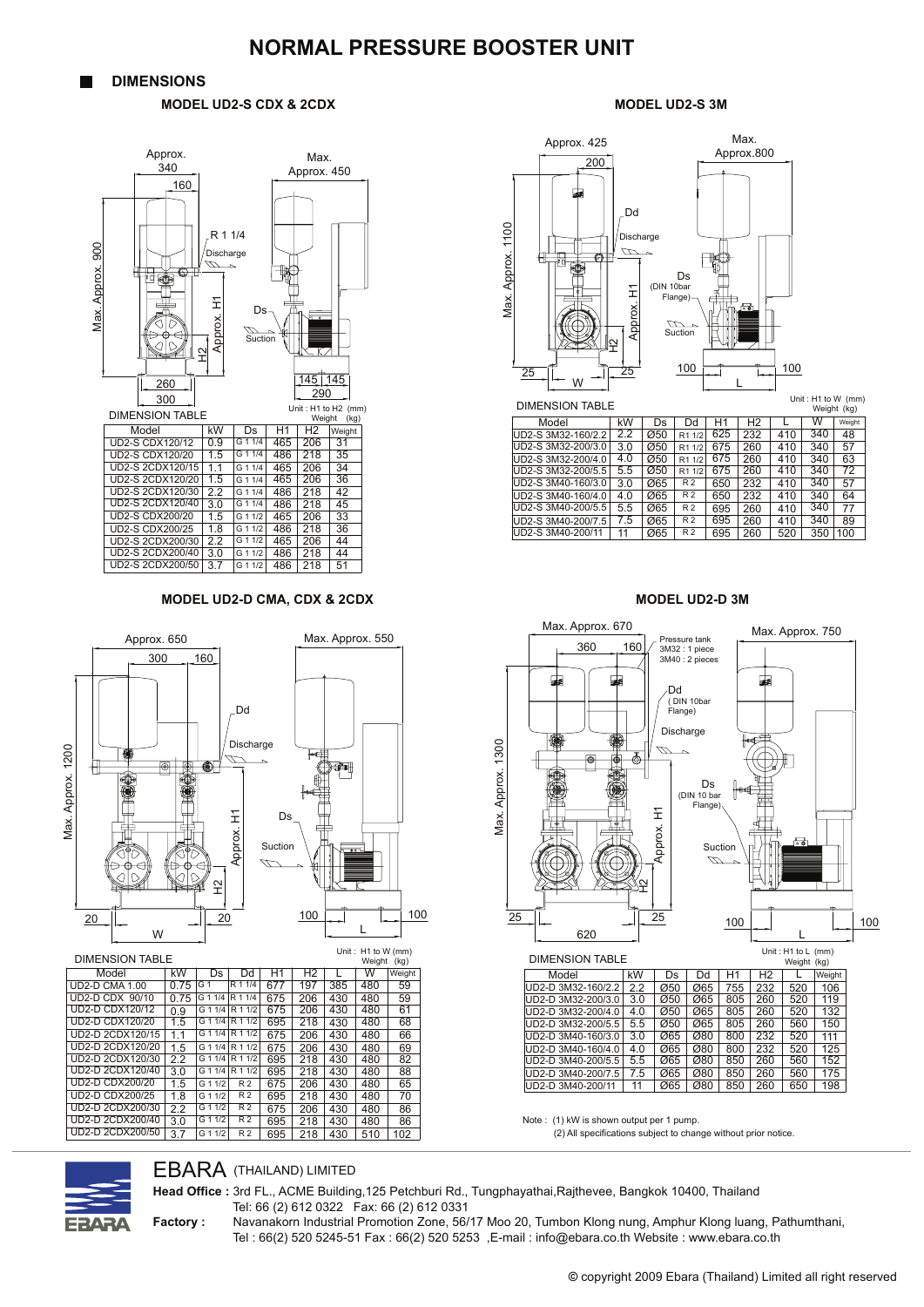# NORMAL PRESSURE BOOSTER UNIT

## DIMENSIONS

### MODEL UD2-S CDX & 2CDX

Approx. 340
160
Max. Approx. 450
Max. Approx. 900
R 1 1/4
Discharge
Ds
Suction
Approx. H1
H2
260
300
145 | 145
290

DIMENSION TABLE

Unit : H1 to H2 (mm)
Weight (kg)

| Model | kW | Ds | H1 | H2 | Weight |
|---|---|---|---|---|---|
| UD2-S CDX120/12 | 0.9 | G 1 1/4 | 465 | 206 | 31 |
| UD2-S CDX120/20 | 1.5 | G 1 1/4 | 486 | 218 | 35 |
| UD2-S 2CDX120/15 | 1.1 | G 1 1/4 | 465 | 206 | 34 |
| UD2-S 2CDX120/20 | 1.5 | G 1 1/4 | 465 | 206 | 36 |
| UD2-S 2CDX120/30 | 2.2 | G 1 1/4 | 486 | 218 | 42 |
| UD2-S 2CDX120/40 | 3.0 | G 1 1/4 | 486 | 218 | 45 |
| UD2-S CDX200/20 | 1.5 | G 1 1/2 | 465 | 206 | 33 |
| UD2-S CDX200/25 | 1.8 | G 1 1/2 | 486 | 218 | 36 |
| UD2-S 2CDX200/30 | 2.2 | G 1 1/2 | 465 | 206 | 44 |
| UD2-S 2CDX200/40 | 3.0 | G 1 1/2 | 486 | 218 | 44 |
| UD2-S 2CDX200/50 | 3.7 | G 1 1/2 | 486 | 218 | 51 |

### MODEL UD2-S 3M

Approx. 425
200
Max. Approx.800
Max. Approx. 1100
Dd
Discharge
Ds (DIN 10bar Flange)
Suction
Approx. H1
H2
25
W
25
100
L
100

DIMENSION TABLE

Unit : H1 to W (mm)
Weight (kg)

| Model | kW | Ds | Dd | H1 | H2 | L | W | Weight |
|---|---|---|---|---|---|---|---|---|
| UD2-S 3M32-160/2.2 | 2.2 | Ø50 | R1 1/2 | 625 | 232 | 410 | 340 | 48 |
| UD2-S 3M32-200/3.0 | 3.0 | Ø50 | R1 1/2 | 675 | 260 | 410 | 340 | 57 |
| UD2-S 3M32-200/4.0 | 4.0 | Ø50 | R1 1/2 | 675 | 260 | 410 | 340 | 63 |
| UD2-S 3M32-200/5.5 | 5.5 | Ø50 | R1 1/2 | 675 | 260 | 410 | 340 | 72 |
| UD2-S 3M40-160/3.0 | 3.0 | Ø65 | R 2 | 650 | 232 | 410 | 340 | 57 |
| UD2-S 3M40-160/4.0 | 4.0 | Ø65 | R 2 | 650 | 232 | 410 | 340 | 64 |
| UD2-S 3M40-200/5.5 | 5.5 | Ø65 | R 2 | 695 | 260 | 410 | 340 | 77 |
| UD2-S 3M40-200/7.5 | 7.5 | Ø65 | R 2 | 695 | 260 | 410 | 340 | 89 |
| UD2-S 3M40-200/11 | 11 | Ø65 | R 2 | 695 | 260 | 520 | 350 | 100 |

### MODEL UD2-D CMA, CDX & 2CDX

Approx. 650
300
160
Max. Approx. 550
Max. Approx. 1200
Dd
Discharge
Ds
Suction
Approx. H1
H2
20
W
20
100
L
100

DIMENSION TABLE

Unit : H1 to W (mm)
Weight (kg)

| Model | kW | Ds | Dd | H1 | H2 | L | W | Weight |
|---|---|---|---|---|---|---|---|---|
| UD2-D CMA 1.00 | 0.75 | G 1 | R 1 1/4 | 677 | 197 | 385 | 480 | 59 |
| UD2-D CDX 90/10 | 0.75 | G 1 1/4 | R 1 1/4 | 675 | 206 | 430 | 480 | 59 |
| UD2-D CDX120/12 | 0.9 | G 1 1/4 | R 1 1/2 | 675 | 206 | 430 | 480 | 61 |
| UD2-D CDX120/20 | 1.5 | G 1 1/4 | R 1 1/2 | 695 | 218 | 430 | 480 | 68 |
| UD2-D 2CDX120/15 | 1.1 | G 1 1/4 | R 1 1/2 | 675 | 206 | 430 | 480 | 66 |
| UD2-D 2CDX120/20 | 1.5 | G 1 1/4 | R 1 1/2 | 675 | 206 | 430 | 480 | 69 |
| UD2-D 2CDX120/30 | 2.2 | G 1 1/4 | R 1 1/2 | 695 | 218 | 430 | 480 | 82 |
| UD2-D 2CDX120/40 | 3.0 | G 1 1/4 | R 1 1/2 | 695 | 218 | 430 | 480 | 88 |
| UD2-D CDX200/20 | 1.5 | G 1 1/2 | R 2 | 675 | 206 | 430 | 480 | 65 |
| UD2-D CDX200/25 | 1.8 | G 1 1/2 | R 2 | 695 | 218 | 430 | 480 | 70 |
| UD2-D 2CDX200/30 | 2.2 | G 1 1/2 | R 2 | 675 | 206 | 430 | 480 | 86 |
| UD2-D 2CDX200/40 | 3.0 | G 1 1/2 | R 2 | 695 | 218 | 430 | 480 | 86 |
| UD2-D 2CDX200/50 | 3.7 | G 1 1/2 | R 2 | 695 | 218 | 430 | 510 | 102 |

### MODEL UD2-D 3M

Max. Approx. 670
360
160
Pressure tank
3M32 : 1 piece
3M40 : 2 pieces
Max. Approx. 750
Max. Approx. 1300
Dd (DIN 10bar Flange)
Discharge
Ds (DIN 10 bar Flange)
Suction
Approx. H1
H2
25
620
25
100
L
100

DIMENSION TABLE

Unit : H1 to L (mm)
Weight (kg)

| Model | kW | Ds | Dd | H1 | H2 | L | Weight |
|---|---|---|---|---|---|---|---|
| UD2-D 3M32-160/2.2 | 2.2 | Ø50 | Ø65 | 755 | 232 | 520 | 106 |
| UD2-D 3M32-200/3.0 | 3.0 | Ø50 | Ø65 | 805 | 260 | 520 | 119 |
| UD2-D 3M32-200/4.0 | 4.0 | Ø50 | Ø65 | 805 | 260 | 520 | 132 |
| UD2-D 3M32-200/5.5 | 5.5 | Ø50 | Ø65 | 805 | 260 | 560 | 150 |
| UD2-D 3M40-160/3.0 | 3.0 | Ø65 | Ø80 | 800 | 232 | 520 | 111 |
| UD2-D 3M40-160/4.0 | 4.0 | Ø65 | Ø80 | 800 | 232 | 520 | 125 |
| UD2-D 3M40-200/5.5 | 5.5 | Ø65 | Ø80 | 850 | 260 | 560 | 152 |
| UD2-D 3M40-200/7.5 | 7.5 | Ø65 | Ø80 | 850 | 260 | 560 | 175 |
| UD2-D 3M40-200/11 | 11 | Ø65 | Ø80 | 850 | 260 | 650 | 198 |

Note : (1) kW is shown output per 1 pump.
(2) All specifications subject to change without prior notice.

EBARA (THAILAND) LIMITED

**Head Office :** 3rd FL., ACME Building,125 Petchburi Rd., Tungphayathai,Rajthevee, Bangkok 10400, Thailand
Tel: 66 (2) 612 0322 Fax: 66 (2) 612 0331

**Factory :** Navanakorn Industrial Promotion Zone, 56/17 Moo 20, Tumbon Klong nung, Amphur Klong luang, Pathumthani,
Tel : 66(2) 520 5245-51 Fax : 66(2) 520 5253 ,E-mail : info@ebara.co.th Website : www.ebara.co.th

© copyright 2009 Ebara (Thailand) Limited all right reserved